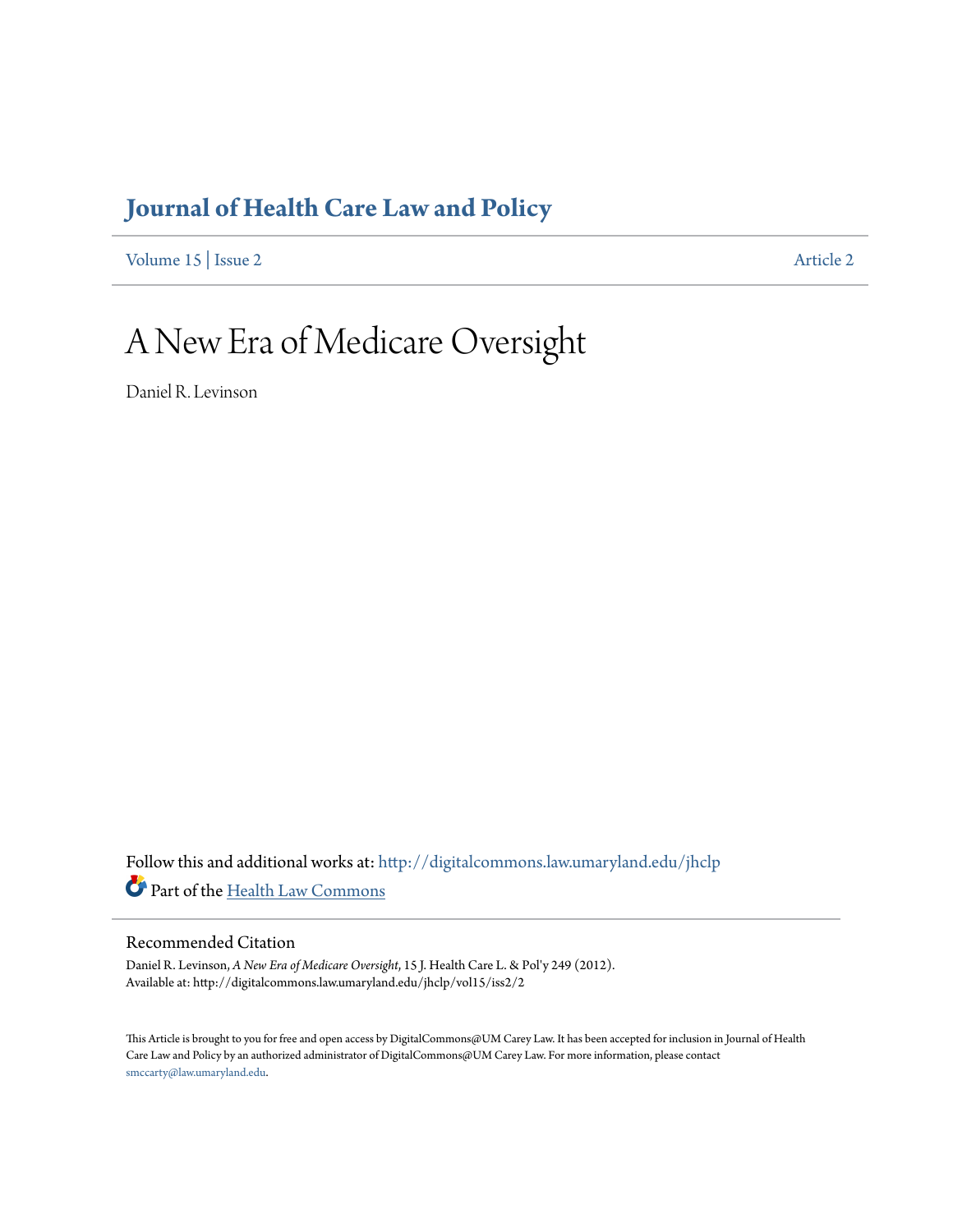# Journal of Health Care Law and Policy

Volume 15 | Issue 2 Article 2

# A New Era of Medicare Oversight

Daniel R. Levinson

Follow this and additional works at: http://digitalcommons.law.umaryland.edu/jhclp

Part of the Health Law Commons

## Recommended Citation

Daniel R. Levinson, *A New Era of Medicare Oversight*, 15 J. Health Care L. & Pol'y 249 (2012).
Available at: http://digitalcommons.law.umaryland.edu/jhclp/vol15/iss2/2

This Article is brought to you for free and open access by DigitalCommons@UM Carey Law. It has been accepted for inclusion in Journal of Health Care Law and Policy by an authorized administrator of DigitalCommons@UM Carey Law. For more information, please contact smccarty@law.umaryland.edu.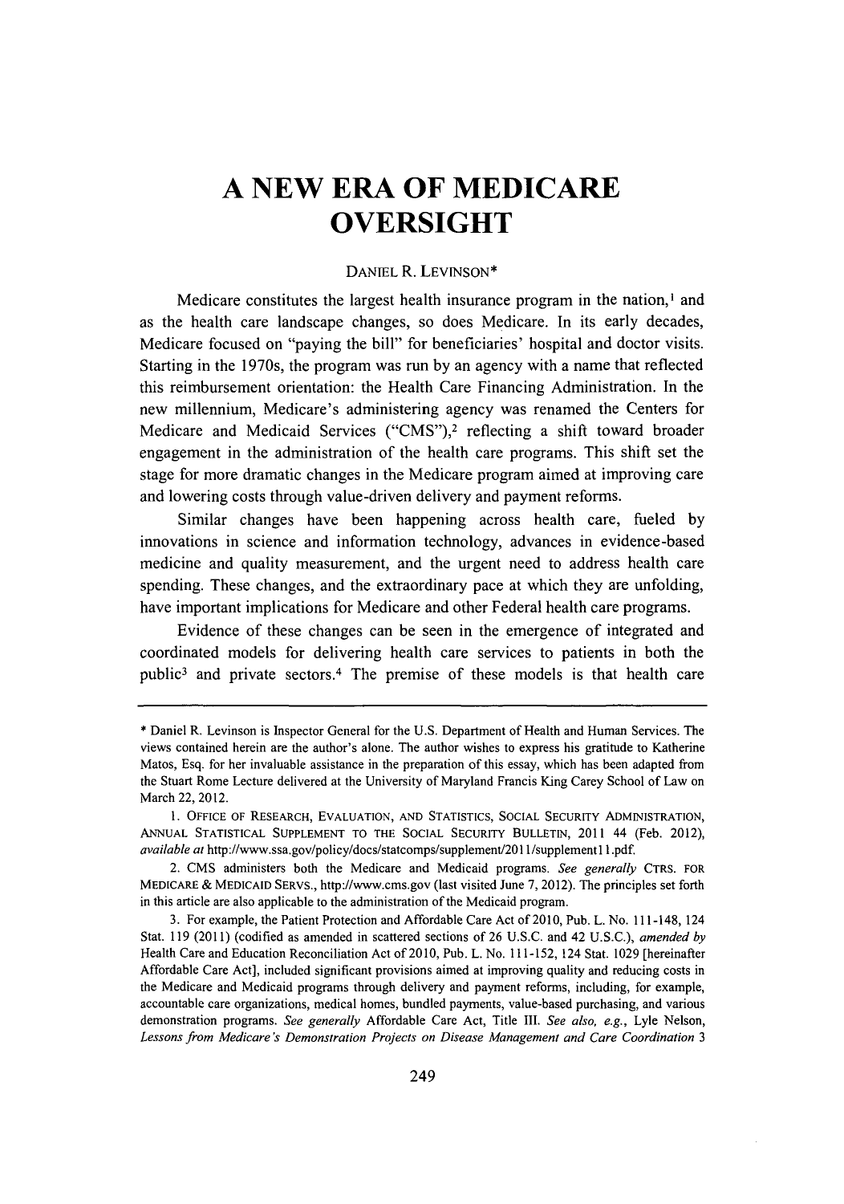# A NEW ERA OF MEDICARE OVERSIGHT

DANIEL R. LEVINSON*

Medicare constitutes the largest health insurance program in the nation,[1] and as the health care landscape changes, so does Medicare. In its early decades, Medicare focused on "paying the bill" for beneficiaries' hospital and doctor visits. Starting in the 1970s, the program was run by an agency with a name that reflected this reimbursement orientation: the Health Care Financing Administration. In the new millennium, Medicare's administering agency was renamed the Centers for Medicare and Medicaid Services ("CMS"),[2] reflecting a shift toward broader engagement in the administration of the health care programs. This shift set the stage for more dramatic changes in the Medicare program aimed at improving care and lowering costs through value-driven delivery and payment reforms.

Similar changes have been happening across health care, fueled by innovations in science and information technology, advances in evidence-based medicine and quality measurement, and the urgent need to address health care spending. These changes, and the extraordinary pace at which they are unfolding, have important implications for Medicare and other Federal health care programs.

Evidence of these changes can be seen in the emergence of integrated and coordinated models for delivering health care services to patients in both the public[3] and private sectors.[4] The premise of these models is that health care

---

\* Daniel R. Levinson is Inspector General for the U.S. Department of Health and Human Services. The views contained herein are the author's alone. The author wishes to express his gratitude to Katherine Matos, Esq. for her invaluable assistance in the preparation of this essay, which has been adapted from the Stuart Rome Lecture delivered at the University of Maryland Francis King Carey School of Law on March 22, 2012.

1. OFFICE OF RESEARCH, EVALUATION, AND STATISTICS, SOCIAL SECURITY ADMINISTRATION, ANNUAL STATISTICAL SUPPLEMENT TO THE SOCIAL SECURITY BULLETIN, 2011 44 (Feb. 2012), *available at* http://www.ssa.gov/policy/docs/statcomps/supplement/2011/supplement11.pdf.

2. CMS administers both the Medicare and Medicaid programs. *See generally* CTRS. FOR MEDICARE & MEDICAID SERVS., http://www.cms.gov (last visited June 7, 2012). The principles set forth in this article are also applicable to the administration of the Medicaid program.

3. For example, the Patient Protection and Affordable Care Act of 2010, Pub. L. No. 111-148, 124 Stat. 119 (2011) (codified as amended in scattered sections of 26 U.S.C. and 42 U.S.C.), *amended by* Health Care and Education Reconciliation Act of 2010, Pub. L. No. 111-152, 124 Stat. 1029 [hereinafter Affordable Care Act], included significant provisions aimed at improving quality and reducing costs in the Medicare and Medicaid programs through delivery and payment reforms, including, for example, accountable care organizations, medical homes, bundled payments, value-based purchasing, and various demonstration programs. *See generally* Affordable Care Act, Title III. *See also, e.g.*, Lyle Nelson, *Lessons from Medicare's Demonstration Projects on Disease Management and Care Coordination* 3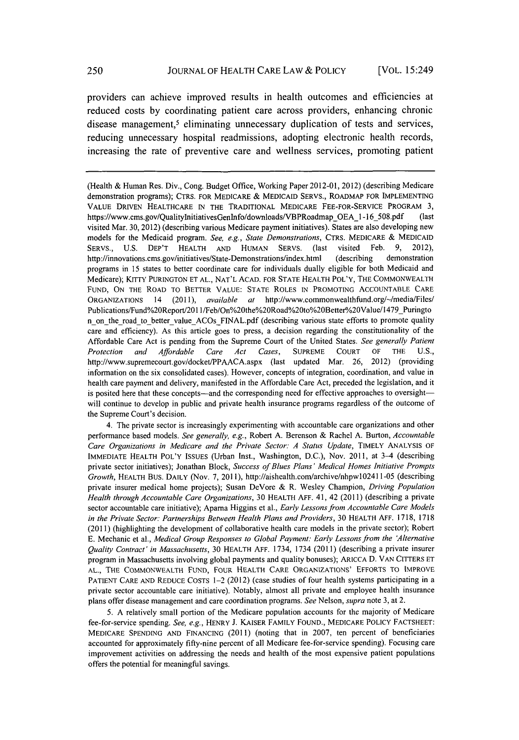providers can achieve improved results in health outcomes and efficiencies at reduced costs by coordinating patient care across providers, enhancing chronic disease management,[5] eliminating unnecessary duplication of tests and services, reducing unnecessary hospital readmissions, adopting electronic health records, increasing the rate of preventive care and wellness services, promoting patient

---

(Health & Human Res. Div., Cong. Budget Office, Working Paper 2012-01, 2012) (describing Medicare demonstration programs); CTRS. FOR MEDICARE & MEDICAID SERVS., ROADMAP FOR IMPLEMENTING VALUE DRIVEN HEALTHCARE IN THE TRADITIONAL MEDICARE FEE-FOR-SERVICE PROGRAM 3, https://www.cms.gov/QualityInitiativesGenInfo/downloads/VBPRoadmap_OEA_1-16_508.pdf (last visited Mar. 30, 2012) (describing various Medicare payment initiatives). States are also developing new models for the Medicaid program. *See, e.g.*, *State Demonstrations*, CTRS. MEDICARE & MEDICAID SERVS., U.S. DEP'T HEALTH AND HUMAN SERVS. (last visited Feb. 9, 2012), http://innovations.cms.gov/initiatives/State-Demonstrations/index.html (describing demonstration programs in 15 states to better coordinate care for individuals dually eligible for both Medicaid and Medicare); KITTY PURINGTON ET AL., NAT'L ACAD. FOR STATE HEALTH POL'Y, THE COMMONWEALTH FUND, ON THE ROAD TO BETTER VALUE: STATE ROLES IN PROMOTING ACCOUNTABLE CARE ORGANIZATIONS 14 (2011), *available at* http://www.commonwealthfund.org/~/media/Files/Publications/Fund%20Report/2011/Feb/On%20the%20Road%20to%20Better%20Value/1479_Purington_on_the_road_to_better_value_ACOs_FINAL.pdf (describing various state efforts to promote quality care and efficiency). As this article goes to press, a decision regarding the constitutionality of the Affordable Care Act is pending from the Supreme Court of the United States. *See generally Patient Protection and Affordable Care Act Cases*, SUPREME COURT OF THE U.S., http://www.supremecourt.gov/docket/PPAACA.aspx (last updated Mar. 26, 2012) (providing information on the six consolidated cases). However, concepts of integration, coordination, and value in health care payment and delivery, manifested in the Affordable Care Act, preceded the legislation, and it is posited here that these concepts—and the corresponding need for effective approaches to oversight—will continue to develop in public and private health insurance programs regardless of the outcome of the Supreme Court's decision.

4. The private sector is increasingly experimenting with accountable care organizations and other performance based models. *See generally, e.g.*, Robert A. Berenson & Rachel A. Burton, *Accountable Care Organizations in Medicare and the Private Sector: A Status Update*, TIMELY ANALYSIS OF IMMEDIATE HEALTH POL'Y ISSUES (Urban Inst., Washington, D.C.), Nov. 2011, at 3–4 (describing private sector initiatives); Jonathan Block, *Success of Blues Plans' Medical Homes Initiative Prompts Growth*, HEALTH BUS. DAILY (Nov. 7, 2011), http://aishealth.com/archive/nhpw102411-05 (describing private insurer medical home projects); Susan DeVore & R. Wesley Champion, *Driving Population Health through Accountable Care Organizations*, 30 HEALTH AFF. 41, 42 (2011) (describing a private sector accountable care initiative); Aparna Higgins et al., *Early Lessons from Accountable Care Models in the Private Sector: Partnerships Between Health Plans and Providers*, 30 HEALTH AFF. 1718, 1718 (2011) (highlighting the development of collaborative health care models in the private sector); Robert E. Mechanic et al., *Medical Group Responses to Global Payment: Early Lessons from the 'Alternative Quality Contract' in Massachusetts*, 30 HEALTH AFF. 1734, 1734 (2011) (describing a private insurer program in Massachusetts involving global payments and quality bonuses); ARICCA D. VAN CITTERS ET AL., THE COMMONWEALTH FUND, FOUR HEALTH CARE ORGANIZATIONS' EFFORTS TO IMPROVE PATIENT CARE AND REDUCE COSTS 1–2 (2012) (case studies of four health systems participating in a private sector accountable care initiative). Notably, almost all private and employee health insurance plans offer disease management and care coordination programs. *See* Nelson, *supra* note 3, at 2.

5. A relatively small portion of the Medicare population accounts for the majority of Medicare fee-for-service spending. *See, e.g.*, HENRY J. KAISER FAMILY FOUND., MEDICARE POLICY FACTSHEET: MEDICARE SPENDING AND FINANCING (2011) (noting that in 2007, ten percent of beneficiaries accounted for approximately fifty-nine percent of all Medicare fee-for-service spending). Focusing care improvement activities on addressing the needs and health of the most expensive patient populations offers the potential for meaningful savings.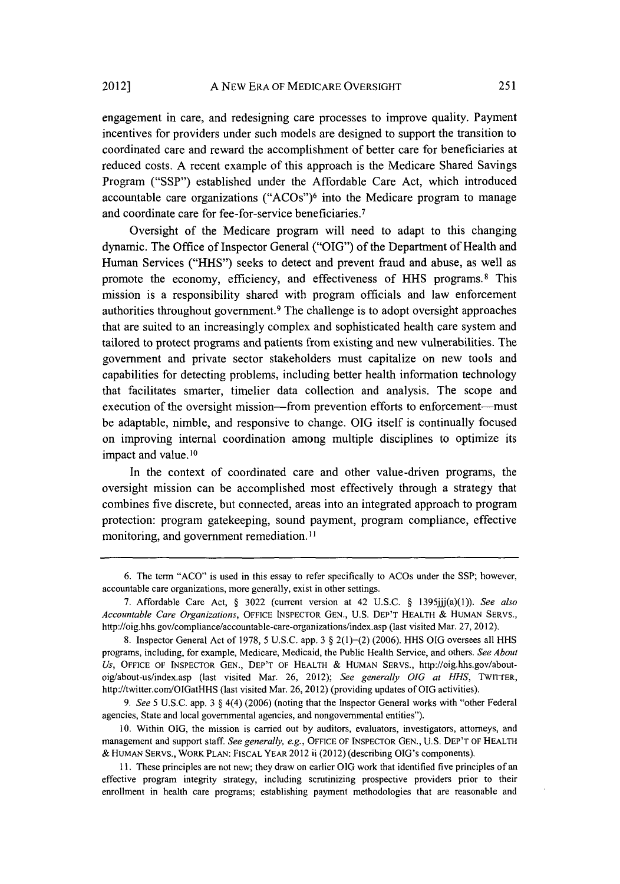engagement in care, and redesigning care processes to improve quality. Payment incentives for providers under such models are designed to support the transition to coordinated care and reward the accomplishment of better care for beneficiaries at reduced costs. A recent example of this approach is the Medicare Shared Savings Program ("SSP") established under the Affordable Care Act, which introduced accountable care organizations ("ACOs")[6] into the Medicare program to manage and coordinate care for fee-for-service beneficiaries.[7]

Oversight of the Medicare program will need to adapt to this changing dynamic. The Office of Inspector General ("OIG") of the Department of Health and Human Services ("HHS") seeks to detect and prevent fraud and abuse, as well as promote the economy, efficiency, and effectiveness of HHS programs.[8] This mission is a responsibility shared with program officials and law enforcement authorities throughout government.[9] The challenge is to adopt oversight approaches that are suited to an increasingly complex and sophisticated health care system and tailored to protect programs and patients from existing and new vulnerabilities. The government and private sector stakeholders must capitalize on new tools and capabilities for detecting problems, including better health information technology that facilitates smarter, timelier data collection and analysis. The scope and execution of the oversight mission—from prevention efforts to enforcement—must be adaptable, nimble, and responsive to change. OIG itself is continually focused on improving internal coordination among multiple disciplines to optimize its impact and value.[10]

In the context of coordinated care and other value-driven programs, the oversight mission can be accomplished most effectively through a strategy that combines five discrete, but connected, areas into an integrated approach to program protection: program gatekeeping, sound payment, program compliance, effective monitoring, and government remediation.[11]

---

6. The term "ACO" is used in this essay to refer specifically to ACOs under the SSP; however, accountable care organizations, more generally, exist in other settings.

7. Affordable Care Act, § 3022 (current version at 42 U.S.C. § 1395jjj(a)(1)). *See also Accountable Care Organizations*, OFFICE INSPECTOR GEN., U.S. DEP'T HEALTH & HUMAN SERVS., http://oig.hhs.gov/compliance/accountable-care-organizations/index.asp (last visited Mar. 27, 2012).

8. Inspector General Act of 1978, 5 U.S.C. app. 3 § 2(1)–(2) (2006). HHS OIG oversees all HHS programs, including, for example, Medicare, Medicaid, the Public Health Service, and others. *See About Us*, OFFICE OF INSPECTOR GEN., DEP'T OF HEALTH & HUMAN SERVS., http://oig.hhs.gov/about-oig/about-us/index.asp (last visited Mar. 26, 2012); *See generally OIG at HHS*, TWITTER, http://twitter.com/OIGatHHS (last visited Mar. 26, 2012) (providing updates of OIG activities).

9. *See* 5 U.S.C. app. 3 § 4(4) (2006) (noting that the Inspector General works with "other Federal agencies, State and local governmental agencies, and nongovernmental entities").

10. Within OIG, the mission is carried out by auditors, evaluators, investigators, attorneys, and management and support staff. *See generally, e.g.*, OFFICE OF INSPECTOR GEN., U.S. DEP'T OF HEALTH & HUMAN SERVS., WORK PLAN: FISCAL YEAR 2012 ii (2012) (describing OIG's components).

11. These principles are not new; they draw on earlier OIG work that identified five principles of an effective program integrity strategy, including scrutinizing prospective providers prior to their enrollment in health care programs; establishing payment methodologies that are reasonable and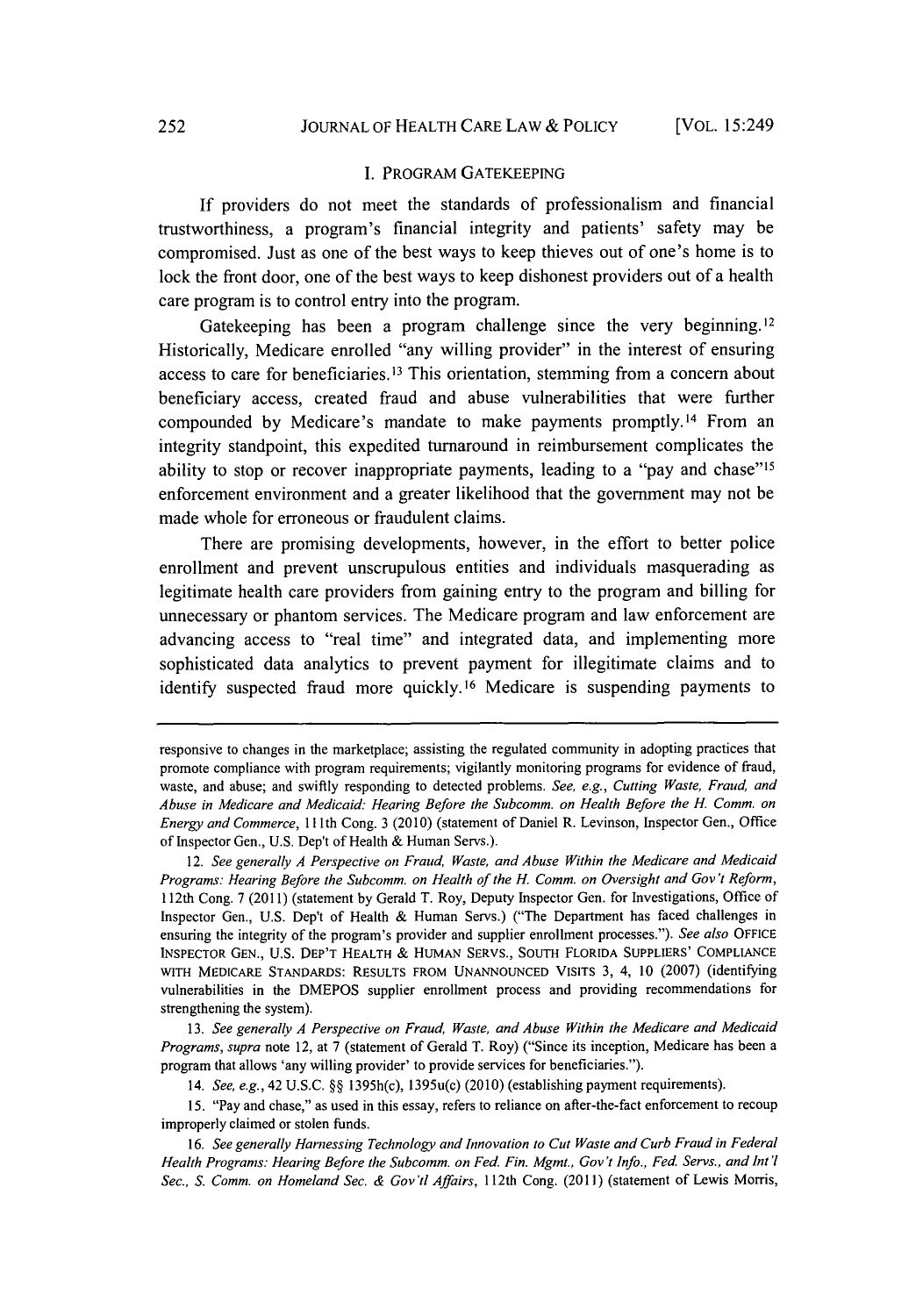## I. PROGRAM GATEKEEPING

If providers do not meet the standards of professionalism and financial trustworthiness, a program's financial integrity and patients' safety may be compromised. Just as one of the best ways to keep thieves out of one's home is to lock the front door, one of the best ways to keep dishonest providers out of a health care program is to control entry into the program.

Gatekeeping has been a program challenge since the very beginning.[12] Historically, Medicare enrolled "any willing provider" in the interest of ensuring access to care for beneficiaries.[13] This orientation, stemming from a concern about beneficiary access, created fraud and abuse vulnerabilities that were further compounded by Medicare's mandate to make payments promptly.[14] From an integrity standpoint, this expedited turnaround in reimbursement complicates the ability to stop or recover inappropriate payments, leading to a "pay and chase"[15] enforcement environment and a greater likelihood that the government may not be made whole for erroneous or fraudulent claims.

There are promising developments, however, in the effort to better police enrollment and prevent unscrupulous entities and individuals masquerading as legitimate health care providers from gaining entry to the program and billing for unnecessary or phantom services. The Medicare program and law enforcement are advancing access to "real time" and integrated data, and implementing more sophisticated data analytics to prevent payment for illegitimate claims and to identify suspected fraud more quickly.[16] Medicare is suspending payments to

---

responsive to changes in the marketplace; assisting the regulated community in adopting practices that promote compliance with program requirements; vigilantly monitoring programs for evidence of fraud, waste, and abuse; and swiftly responding to detected problems. *See, e.g.*, *Cutting Waste, Fraud, and Abuse in Medicare and Medicaid: Hearing Before the Subcomm. on Health Before the H. Comm. on Energy and Commerce*, 111th Cong. 3 (2010) (statement of Daniel R. Levinson, Inspector Gen., Office of Inspector Gen., U.S. Dep't of Health & Human Servs.).

12. *See generally A Perspective on Fraud, Waste, and Abuse Within the Medicare and Medicaid Programs: Hearing Before the Subcomm. on Health of the H. Comm. on Oversight and Gov't Reform*, 112th Cong. 7 (2011) (statement by Gerald T. Roy, Deputy Inspector Gen. for Investigations, Office of Inspector Gen., U.S. Dep't of Health & Human Servs.) ("The Department has faced challenges in ensuring the integrity of the program's provider and supplier enrollment processes."). *See also* OFFICE INSPECTOR GEN., U.S. DEP'T HEALTH & HUMAN SERVS., SOUTH FLORIDA SUPPLIERS' COMPLIANCE WITH MEDICARE STANDARDS: RESULTS FROM UNANNOUNCED VISITS 3, 4, 10 (2007) (identifying vulnerabilities in the DMEPOS supplier enrollment process and providing recommendations for strengthening the system).

13. *See generally A Perspective on Fraud, Waste, and Abuse Within the Medicare and Medicaid Programs*, *supra* note 12, at 7 (statement of Gerald T. Roy) ("Since its inception, Medicare has been a program that allows 'any willing provider' to provide services for beneficiaries.").

14. *See, e.g.*, 42 U.S.C. §§ 1395h(c), 1395u(c) (2010) (establishing payment requirements).

15. "Pay and chase," as used in this essay, refers to reliance on after-the-fact enforcement to recoup improperly claimed or stolen funds.

16. *See generally Harnessing Technology and Innovation to Cut Waste and Curb Fraud in Federal Health Programs: Hearing Before the Subcomm. on Fed. Fin. Mgmt., Gov't Info., Fed. Servs., and Int'l Sec., S. Comm. on Homeland Sec. & Gov'tl Affairs*, 112th Cong. (2011) (statement of Lewis Morris,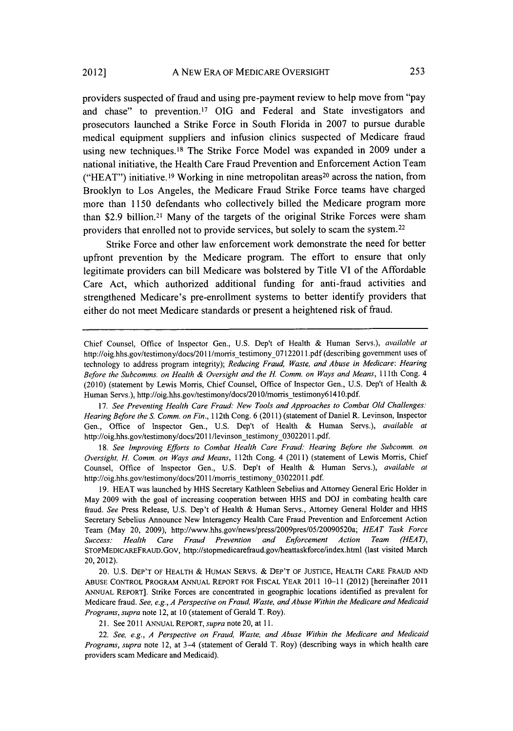providers suspected of fraud and using pre-payment review to help move from "pay and chase" to prevention.[17] OIG and Federal and State investigators and prosecutors launched a Strike Force in South Florida in 2007 to pursue durable medical equipment suppliers and infusion clinics suspected of Medicare fraud using new techniques.[18] The Strike Force Model was expanded in 2009 under a national initiative, the Health Care Fraud Prevention and Enforcement Action Team ("HEAT") initiative.[19] Working in nine metropolitan areas[20] across the nation, from Brooklyn to Los Angeles, the Medicare Fraud Strike Force teams have charged more than 1150 defendants who collectively billed the Medicare program more than $2.9 billion.[21] Many of the targets of the original Strike Forces were sham providers that enrolled not to provide services, but solely to scam the system.[22]

Strike Force and other law enforcement work demonstrate the need for better upfront prevention by the Medicare program. The effort to ensure that only legitimate providers can bill Medicare was bolstered by Title VI of the Affordable Care Act, which authorized additional funding for anti-fraud activities and strengthened Medicare's pre-enrollment systems to better identify providers that either do not meet Medicare standards or present a heightened risk of fraud.

---

Chief Counsel, Office of Inspector Gen., U.S. Dep't of Health & Human Servs.), *available at* http://oig.hhs.gov/testimony/docs/2011/morris_testimony_07122011.pdf (describing government uses of technology to address program integrity); *Reducing Fraud, Waste, and Abuse in Medicare: Hearing Before the Subcomms. on Health & Oversight and the H. Comm. on Ways and Means*, 111th Cong. 4 (2010) (statement by Lewis Morris, Chief Counsel, Office of Inspector Gen., U.S. Dep't of Health & Human Servs.), http://oig.hhs.gov/testimony/docs/2010/morris_testimony61410.pdf.

17. *See Preventing Health Care Fraud: New Tools and Approaches to Combat Old Challenges: Hearing Before the S. Comm. on Fin.*, 112th Cong. 6 (2011) (statement of Daniel R. Levinson, Inspector Gen., Office of Inspector Gen., U.S. Dep't of Health & Human Servs.), *available at* http://oig.hhs.gov/testimony/docs/2011/levinson_testimony_03022011.pdf.

18. *See Improving Efforts to Combat Health Care Fraud: Hearing Before the Subcomm. on Oversight, H. Comm. on Ways and Means*, 112th Cong. 4 (2011) (statement of Lewis Morris, Chief Counsel, Office of Inspector Gen., U.S. Dep't of Health & Human Servs.), *available at* http://oig.hhs.gov/testimony/docs/2011/morris_testimony_03022011.pdf.

19. HEAT was launched by HHS Secretary Kathleen Sebelius and Attorney General Eric Holder in May 2009 with the goal of increasing cooperation between HHS and DOJ in combating health care fraud. *See* Press Release, U.S. Dep't of Health & Human Servs., Attorney General Holder and HHS Secretary Sebelius Announce New Interagency Health Care Fraud Prevention and Enforcement Action Team (May 20, 2009), http://www.hhs.gov/news/press/2009pres/05/20090520a; *HEAT Task Force Success: Health Care Fraud Prevention and Enforcement Action Team (HEAT)*, STOPMEDICAREFRAUD.GOV, http://stopmedicarefraud.gov/heattaskforce/index.html (last visited March 20, 2012).

20. U.S. DEP'T OF HEALTH & HUMAN SERVS. & DEP'T OF JUSTICE, HEALTH CARE FRAUD AND ABUSE CONTROL PROGRAM ANNUAL REPORT FOR FISCAL YEAR 2011 10–11 (2012) [hereinafter 2011 ANNUAL REPORT]. Strike Forces are concentrated in geographic locations identified as prevalent for Medicare fraud. *See, e.g.*, *A Perspective on Fraud, Waste, and Abuse Within the Medicare and Medicaid Programs*, *supra* note 12, at 10 (statement of Gerald T. Roy).

21. See 2011 ANNUAL REPORT, *supra* note 20, at 11.

22. *See, e.g.*, *A Perspective on Fraud, Waste, and Abuse Within the Medicare and Medicaid Programs*, *supra* note 12, at 3–4 (statement of Gerald T. Roy) (describing ways in which health care providers scam Medicare and Medicaid).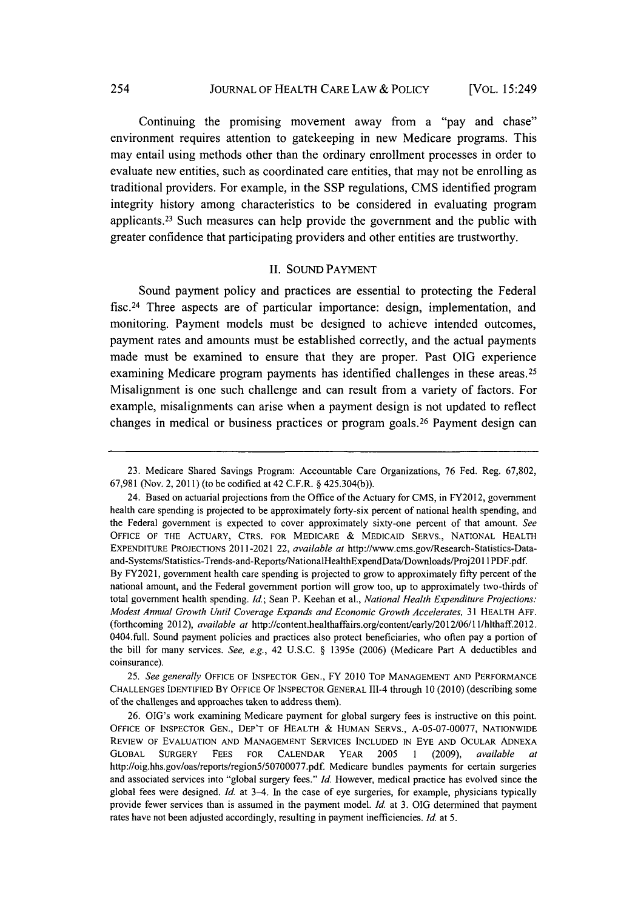Continuing the promising movement away from a "pay and chase" environment requires attention to gatekeeping in new Medicare programs. This may entail using methods other than the ordinary enrollment processes in order to evaluate new entities, such as coordinated care entities, that may not be enrolling as traditional providers. For example, in the SSP regulations, CMS identified program integrity history among characteristics to be considered in evaluating program applicants.[23] Such measures can help provide the government and the public with greater confidence that participating providers and other entities are trustworthy.

## II. SOUND PAYMENT

Sound payment policy and practices are essential to protecting the Federal fisc.[24] Three aspects are of particular importance: design, implementation, and monitoring. Payment models must be designed to achieve intended outcomes, payment rates and amounts must be established correctly, and the actual payments made must be examined to ensure that they are proper. Past OIG experience examining Medicare program payments has identified challenges in these areas.[25] Misalignment is one such challenge and can result from a variety of factors. For example, misalignments can arise when a payment design is not updated to reflect changes in medical or business practices or program goals.[26] Payment design can

---

23. Medicare Shared Savings Program: Accountable Care Organizations, 76 Fed. Reg. 67,802, 67,981 (Nov. 2, 2011) (to be codified at 42 C.F.R. § 425.304(b)).

24. Based on actuarial projections from the Office of the Actuary for CMS, in FY2012, government health care spending is projected to be approximately forty-six percent of national health spending, and the Federal government is expected to cover approximately sixty-one percent of that amount. *See* OFFICE OF THE ACTUARY, CTRS. FOR MEDICARE & MEDICAID SERVS., NATIONAL HEALTH EXPENDITURE PROJECTIONS 2011-2021 22, *available at* http://www.cms.gov/Research-Statistics-Data-and-Systems/Statistics-Trends-and-Reports/NationalHealthExpendData/Downloads/Proj2011PDF.pdf. By FY2021, government health care spending is projected to grow to approximately fifty percent of the national amount, and the Federal government portion will grow too, up to approximately two-thirds of total government health spending. *Id.*; Sean P. Keehan et al., *National Health Expenditure Projections: Modest Annual Growth Until Coverage Expands and Economic Growth Accelerates*, 31 HEALTH AFF. (forthcoming 2012), *available at* http://content.healthaffairs.org/content/early/2012/06/11/hlthaff.2012.0404.full. Sound payment policies and practices also protect beneficiaries, who often pay a portion of the bill for many services. *See, e.g.*, 42 U.S.C. § 1395e (2006) (Medicare Part A deductibles and coinsurance).

25. *See generally* OFFICE OF INSPECTOR GEN., FY 2010 TOP MANAGEMENT AND PERFORMANCE CHALLENGES IDENTIFIED BY OFFICE OF INSPECTOR GENERAL III-4 through 10 (2010) (describing some of the challenges and approaches taken to address them).

26. OIG's work examining Medicare payment for global surgery fees is instructive on this point. OFFICE OF INSPECTOR GEN., DEP'T OF HEALTH & HUMAN SERVS., A-05-07-00077, NATIONWIDE REVIEW OF EVALUATION AND MANAGEMENT SERVICES INCLUDED IN EYE AND OCULAR ADNEXA GLOBAL SURGERY FEES FOR CALENDAR YEAR 2005 1 (2009), *available at* http://oig.hhs.gov/oas/reports/region5/50700077.pdf. Medicare bundles payments for certain surgeries and associated services into "global surgery fees." *Id.* However, medical practice has evolved since the global fees were designed. *Id.* at 3–4. In the case of eye surgeries, for example, physicians typically provide fewer services than is assumed in the payment model. *Id.* at 3. OIG determined that payment rates have not been adjusted accordingly, resulting in payment inefficiencies. *Id.* at 5.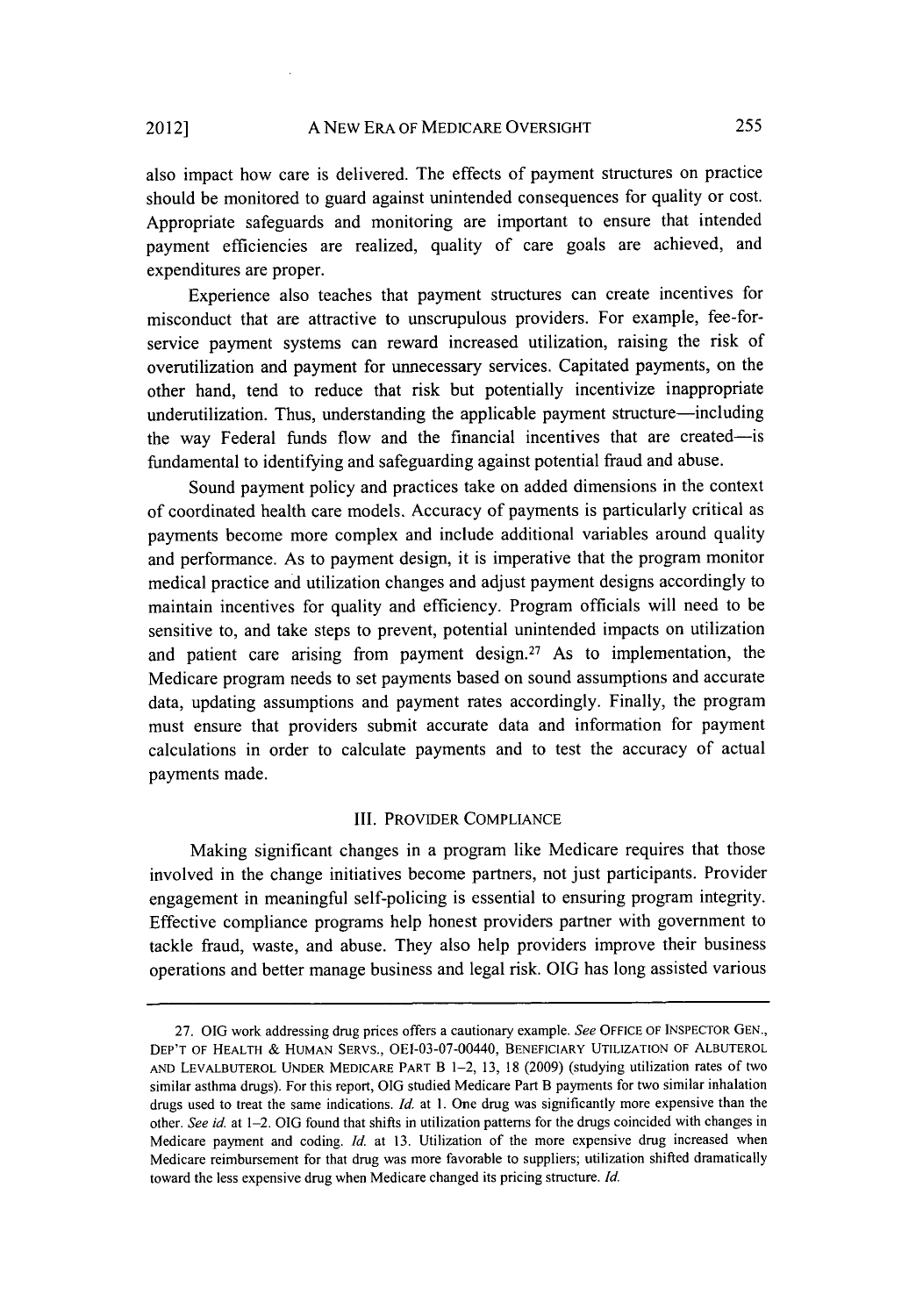also impact how care is delivered. The effects of payment structures on practice should be monitored to guard against unintended consequences for quality or cost. Appropriate safeguards and monitoring are important to ensure that intended payment efficiencies are realized, quality of care goals are achieved, and expenditures are proper.

Experience also teaches that payment structures can create incentives for misconduct that are attractive to unscrupulous providers. For example, fee-for-service payment systems can reward increased utilization, raising the risk of overutilization and payment for unnecessary services. Capitated payments, on the other hand, tend to reduce that risk but potentially incentivize inappropriate underutilization. Thus, understanding the applicable payment structure—including the way Federal funds flow and the financial incentives that are created—is fundamental to identifying and safeguarding against potential fraud and abuse.

Sound payment policy and practices take on added dimensions in the context of coordinated health care models. Accuracy of payments is particularly critical as payments become more complex and include additional variables around quality and performance. As to payment design, it is imperative that the program monitor medical practice and utilization changes and adjust payment designs accordingly to maintain incentives for quality and efficiency. Program officials will need to be sensitive to, and take steps to prevent, potential unintended impacts on utilization and patient care arising from payment design.[27] As to implementation, the Medicare program needs to set payments based on sound assumptions and accurate data, updating assumptions and payment rates accordingly. Finally, the program must ensure that providers submit accurate data and information for payment calculations in order to calculate payments and to test the accuracy of actual payments made.

## III. PROVIDER COMPLIANCE

Making significant changes in a program like Medicare requires that those involved in the change initiatives become partners, not just participants. Provider engagement in meaningful self-policing is essential to ensuring program integrity. Effective compliance programs help honest providers partner with government to tackle fraud, waste, and abuse. They also help providers improve their business operations and better manage business and legal risk. OIG has long assisted various

---

27. OIG work addressing drug prices offers a cautionary example. *See* OFFICE OF INSPECTOR GEN., DEP'T OF HEALTH & HUMAN SERVS., OEI-03-07-00440, BENEFICIARY UTILIZATION OF ALBUTEROL AND LEVALBUTEROL UNDER MEDICARE PART B 1–2, 13, 18 (2009) (studying utilization rates of two similar asthma drugs). For this report, OIG studied Medicare Part B payments for two similar inhalation drugs used to treat the same indications. *Id.* at 1. One drug was significantly more expensive than the other. *See id.* at 1–2. OIG found that shifts in utilization patterns for the drugs coincided with changes in Medicare payment and coding. *Id.* at 13. Utilization of the more expensive drug increased when Medicare reimbursement for that drug was more favorable to suppliers; utilization shifted dramatically toward the less expensive drug when Medicare changed its pricing structure. *Id.*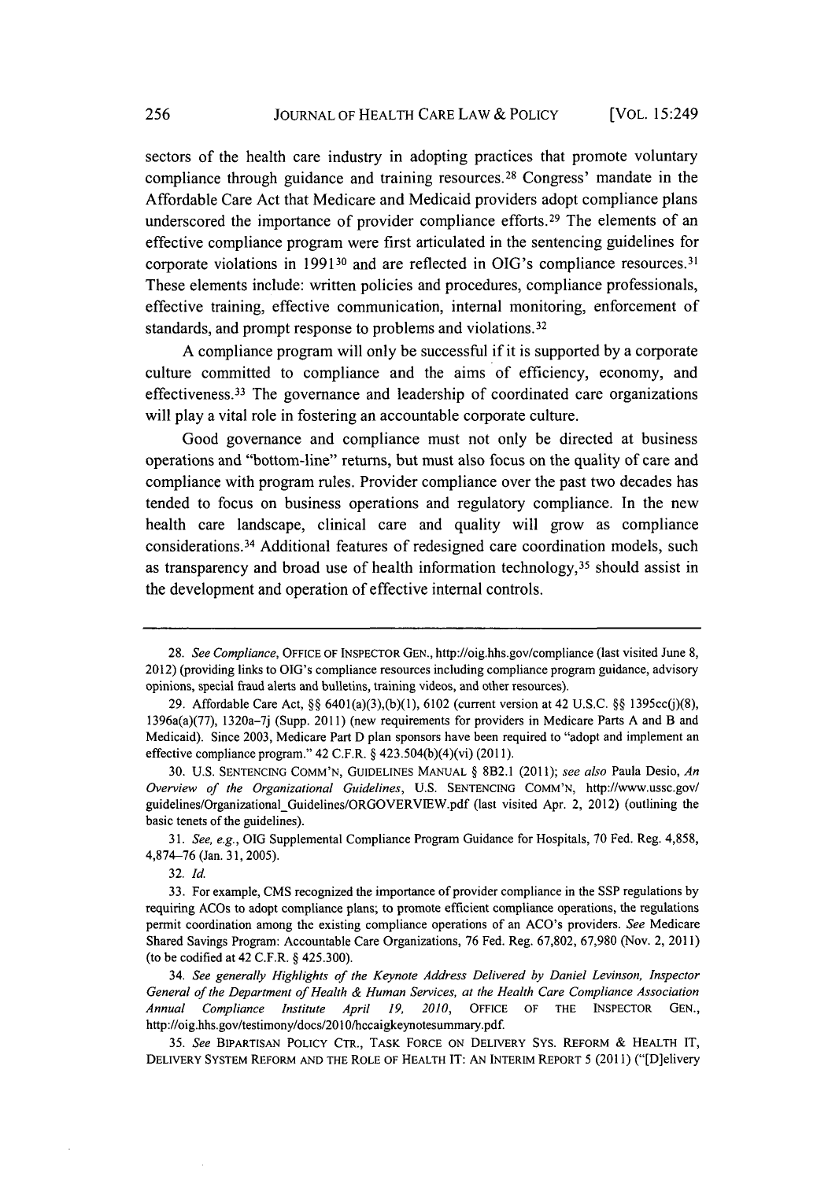sectors of the health care industry in adopting practices that promote voluntary compliance through guidance and training resources.[28] Congress' mandate in the Affordable Care Act that Medicare and Medicaid providers adopt compliance plans underscored the importance of provider compliance efforts.[29] The elements of an effective compliance program were first articulated in the sentencing guidelines for corporate violations in 1991[30] and are reflected in OIG's compliance resources.[31] These elements include: written policies and procedures, compliance professionals, effective training, effective communication, internal monitoring, enforcement of standards, and prompt response to problems and violations.[32]

A compliance program will only be successful if it is supported by a corporate culture committed to compliance and the aims of efficiency, economy, and effectiveness.[33] The governance and leadership of coordinated care organizations will play a vital role in fostering an accountable corporate culture.

Good governance and compliance must not only be directed at business operations and "bottom-line" returns, but must also focus on the quality of care and compliance with program rules. Provider compliance over the past two decades has tended to focus on business operations and regulatory compliance. In the new health care landscape, clinical care and quality will grow as compliance considerations.[34] Additional features of redesigned care coordination models, such as transparency and broad use of health information technology,[35] should assist in the development and operation of effective internal controls.

---

28. *See Compliance*, OFFICE OF INSPECTOR GEN., http://oig.hhs.gov/compliance (last visited June 8, 2012) (providing links to OIG's compliance resources including compliance program guidance, advisory opinions, special fraud alerts and bulletins, training videos, and other resources).

29. Affordable Care Act, §§ 6401(a)(3),(b)(1), 6102 (current version at 42 U.S.C. §§ 1395cc(j)(8), 1396a(a)(77), 1320a-7j (Supp. 2011) (new requirements for providers in Medicare Parts A and B and Medicaid). Since 2003, Medicare Part D plan sponsors have been required to "adopt and implement an effective compliance program." 42 C.F.R. § 423.504(b)(4)(vi) (2011).

30. U.S. SENTENCING COMM'N, GUIDELINES MANUAL § 8B2.1 (2011); *see also* Paula Desio, *An Overview of the Organizational Guidelines*, U.S. SENTENCING COMM'N, http://www.ussc.gov/guidelines/Organizational_Guidelines/ORGOVERVIEW.pdf (last visited Apr. 2, 2012) (outlining the basic tenets of the guidelines).

31. *See, e.g.*, OIG Supplemental Compliance Program Guidance for Hospitals, 70 Fed. Reg. 4,858, 4,874–76 (Jan. 31, 2005).

32. *Id.*

33. For example, CMS recognized the importance of provider compliance in the SSP regulations by requiring ACOs to adopt compliance plans; to promote efficient compliance operations, the regulations permit coordination among the existing compliance operations of an ACO's providers. *See* Medicare Shared Savings Program: Accountable Care Organizations, 76 Fed. Reg. 67,802, 67,980 (Nov. 2, 2011) (to be codified at 42 C.F.R. § 425.300).

34. *See generally Highlights of the Keynote Address Delivered by Daniel Levinson, Inspector General of the Department of Health & Human Services, at the Health Care Compliance Association Annual Compliance Institute April 19, 2010*, OFFICE OF THE INSPECTOR GEN., http://oig.hhs.gov/testimony/docs/2010/hccaigkeynotesummary.pdf.

35. *See* BIPARTISAN POLICY CTR., TASK FORCE ON DELIVERY SYS. REFORM & HEALTH IT, DELIVERY SYSTEM REFORM AND THE ROLE OF HEALTH IT: AN INTERIM REPORT 5 (2011) ("[D]elivery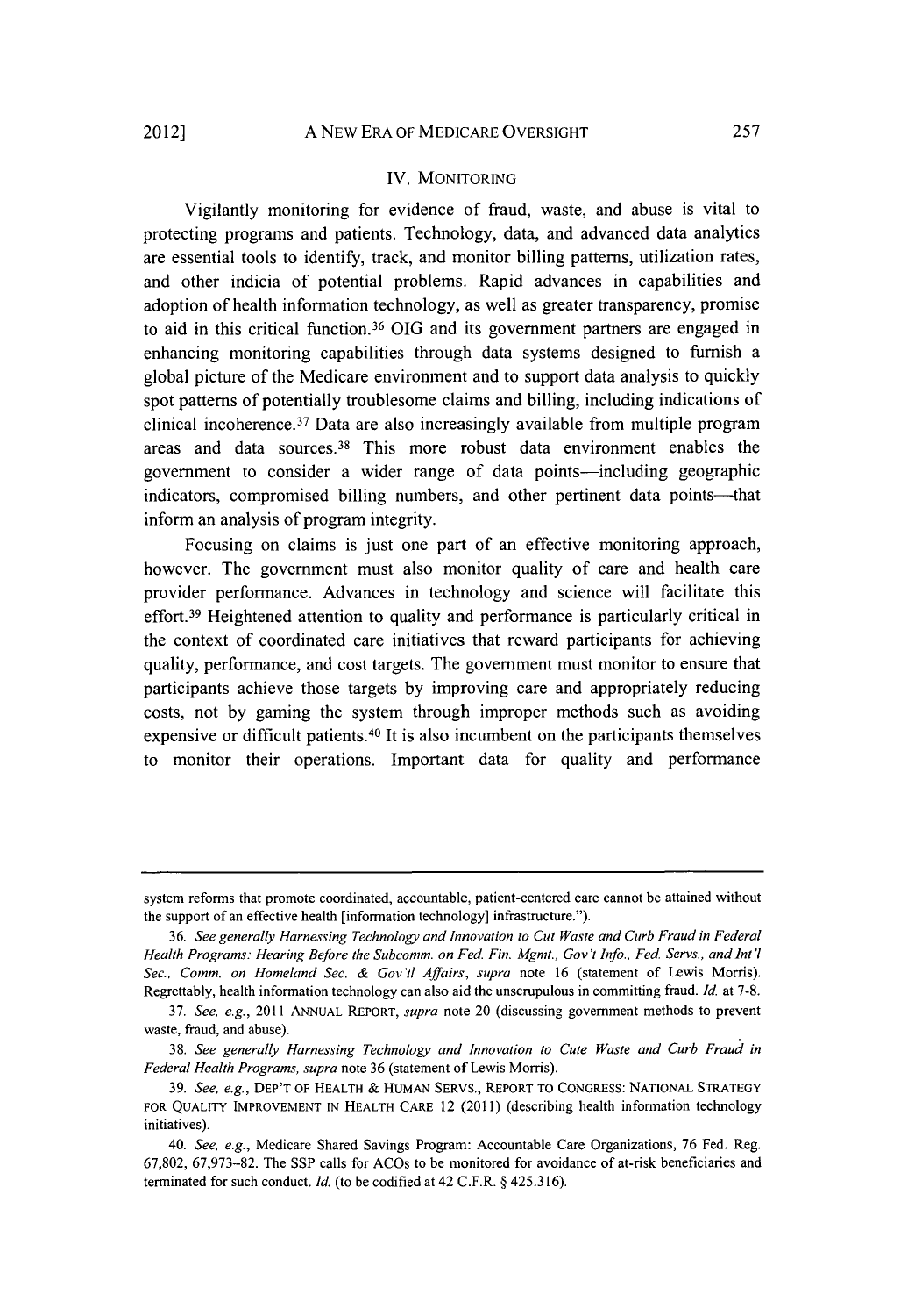## IV. MONITORING

Vigilantly monitoring for evidence of fraud, waste, and abuse is vital to protecting programs and patients. Technology, data, and advanced data analytics are essential tools to identify, track, and monitor billing patterns, utilization rates, and other indicia of potential problems. Rapid advances in capabilities and adoption of health information technology, as well as greater transparency, promise to aid in this critical function.[36] OIG and its government partners are engaged in enhancing monitoring capabilities through data systems designed to furnish a global picture of the Medicare environment and to support data analysis to quickly spot patterns of potentially troublesome claims and billing, including indications of clinical incoherence.[37] Data are also increasingly available from multiple program areas and data sources.[38] This more robust data environment enables the government to consider a wider range of data points—including geographic indicators, compromised billing numbers, and other pertinent data points—that inform an analysis of program integrity.

Focusing on claims is just one part of an effective monitoring approach, however. The government must also monitor quality of care and health care provider performance. Advances in technology and science will facilitate this effort.[39] Heightened attention to quality and performance is particularly critical in the context of coordinated care initiatives that reward participants for achieving quality, performance, and cost targets. The government must monitor to ensure that participants achieve those targets by improving care and appropriately reducing costs, not by gaming the system through improper methods such as avoiding expensive or difficult patients.[40] It is also incumbent on the participants themselves to monitor their operations. Important data for quality and performance

---

system reforms that promote coordinated, accountable, patient-centered care cannot be attained without the support of an effective health [information technology] infrastructure.").

36. *See generally Harnessing Technology and Innovation to Cut Waste and Curb Fraud in Federal Health Programs: Hearing Before the Subcomm. on Fed. Fin. Mgmt., Gov't Info., Fed. Servs., and Int'l Sec., Comm. on Homeland Sec. & Gov'tl Affairs*, *supra* note 16 (statement of Lewis Morris). Regrettably, health information technology can also aid the unscrupulous in committing fraud. *Id.* at 7-8.

37. *See, e.g.*, 2011 ANNUAL REPORT, *supra* note 20 (discussing government methods to prevent waste, fraud, and abuse).

38. *See generally Harnessing Technology and Innovation to Cute Waste and Curb Fraud in Federal Health Programs*, *supra* note 36 (statement of Lewis Morris).

39. *See, e.g.*, DEP'T OF HEALTH & HUMAN SERVS., REPORT TO CONGRESS: NATIONAL STRATEGY FOR QUALITY IMPROVEMENT IN HEALTH CARE 12 (2011) (describing health information technology initiatives).

40. *See, e.g.*, Medicare Shared Savings Program: Accountable Care Organizations, 76 Fed. Reg. 67,802, 67,973–82. The SSP calls for ACOs to be monitored for avoidance of at-risk beneficiaries and terminated for such conduct. *Id.* (to be codified at 42 C.F.R. § 425.316).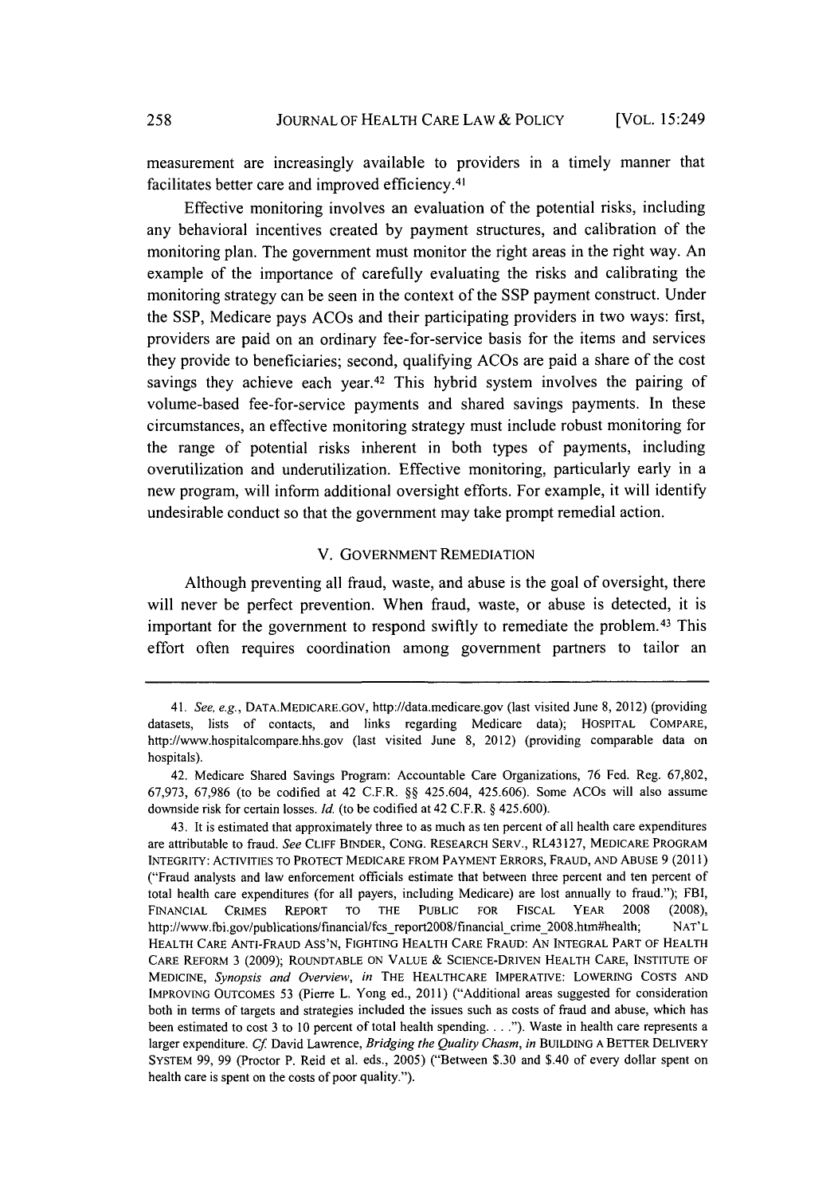measurement are increasingly available to providers in a timely manner that facilitates better care and improved efficiency.[41]

Effective monitoring involves an evaluation of the potential risks, including any behavioral incentives created by payment structures, and calibration of the monitoring plan. The government must monitor the right areas in the right way. An example of the importance of carefully evaluating the risks and calibrating the monitoring strategy can be seen in the context of the SSP payment construct. Under the SSP, Medicare pays ACOs and their participating providers in two ways: first, providers are paid on an ordinary fee-for-service basis for the items and services they provide to beneficiaries; second, qualifying ACOs are paid a share of the cost savings they achieve each year.[42] This hybrid system involves the pairing of volume-based fee-for-service payments and shared savings payments. In these circumstances, an effective monitoring strategy must include robust monitoring for the range of potential risks inherent in both types of payments, including overutilization and underutilization. Effective monitoring, particularly early in a new program, will inform additional oversight efforts. For example, it will identify undesirable conduct so that the government may take prompt remedial action.

## V. GOVERNMENT REMEDIATION

Although preventing all fraud, waste, and abuse is the goal of oversight, there will never be perfect prevention. When fraud, waste, or abuse is detected, it is important for the government to respond swiftly to remediate the problem.[43] This effort often requires coordination among government partners to tailor an

---

41. *See, e.g.*, DATA.MEDICARE.GOV, http://data.medicare.gov (last visited June 8, 2012) (providing datasets, lists of contacts, and links regarding Medicare data); HOSPITAL COMPARE, http://www.hospitalcompare.hhs.gov (last visited June 8, 2012) (providing comparable data on hospitals).

42. Medicare Shared Savings Program: Accountable Care Organizations, 76 Fed. Reg. 67,802, 67,973, 67,986 (to be codified at 42 C.F.R. §§ 425.604, 425.606). Some ACOs will also assume downside risk for certain losses. *Id.* (to be codified at 42 C.F.R. § 425.600).

43. It is estimated that approximately three to as much as ten percent of all health care expenditures are attributable to fraud. *See* CLIFF BINDER, CONG. RESEARCH SERV., RL43127, MEDICARE PROGRAM INTEGRITY: ACTIVITIES TO PROTECT MEDICARE FROM PAYMENT ERRORS, FRAUD, AND ABUSE 9 (2011) ("Fraud analysts and law enforcement officials estimate that between three percent and ten percent of total health care expenditures (for all payers, including Medicare) are lost annually to fraud."); FBI, FINANCIAL CRIMES REPORT TO THE PUBLIC FOR FISCAL YEAR 2008 (2008), http://www.fbi.gov/publications/financial/fcs_report2008/financial_crime_2008.htm#health; NAT'L HEALTH CARE ANTI-FRAUD ASS'N, FIGHTING HEALTH CARE FRAUD: AN INTEGRAL PART OF HEALTH CARE REFORM 3 (2009); ROUNDTABLE ON VALUE & SCIENCE-DRIVEN HEALTH CARE, INSTITUTE OF MEDICINE, *Synopsis and Overview*, *in* THE HEALTHCARE IMPERATIVE: LOWERING COSTS AND IMPROVING OUTCOMES 53 (Pierre L. Yong ed., 2011) ("Additional areas suggested for consideration both in terms of targets and strategies included the issues such as costs of fraud and abuse, which has been estimated to cost 3 to 10 percent of total health spending. . . ."). Waste in health care represents a larger expenditure. *Cf.* David Lawrence, *Bridging the Quality Chasm*, *in* BUILDING A BETTER DELIVERY SYSTEM 99, 99 (Proctor P. Reid et al. eds., 2005) ("Between $.30 and $.40 of every dollar spent on health care is spent on the costs of poor quality.").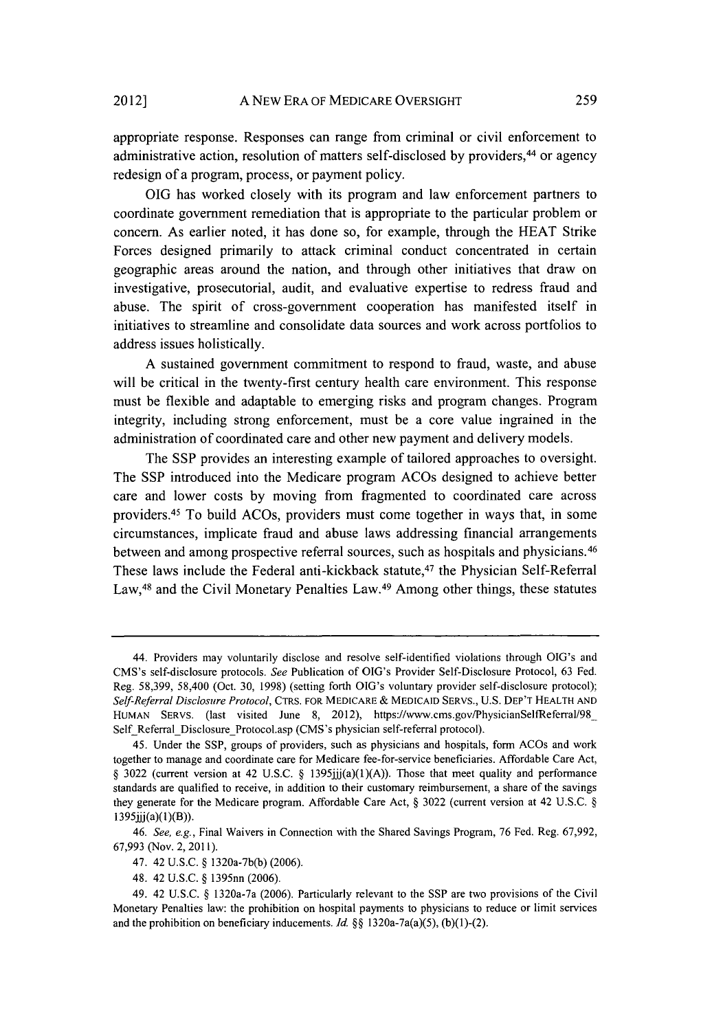appropriate response. Responses can range from criminal or civil enforcement to administrative action, resolution of matters self-disclosed by providers,[44] or agency redesign of a program, process, or payment policy.

OIG has worked closely with its program and law enforcement partners to coordinate government remediation that is appropriate to the particular problem or concern. As earlier noted, it has done so, for example, through the HEAT Strike Forces designed primarily to attack criminal conduct concentrated in certain geographic areas around the nation, and through other initiatives that draw on investigative, prosecutorial, audit, and evaluative expertise to redress fraud and abuse. The spirit of cross-government cooperation has manifested itself in initiatives to streamline and consolidate data sources and work across portfolios to address issues holistically.

A sustained government commitment to respond to fraud, waste, and abuse will be critical in the twenty-first century health care environment. This response must be flexible and adaptable to emerging risks and program changes. Program integrity, including strong enforcement, must be a core value ingrained in the administration of coordinated care and other new payment and delivery models.

The SSP provides an interesting example of tailored approaches to oversight. The SSP introduced into the Medicare program ACOs designed to achieve better care and lower costs by moving from fragmented to coordinated care across providers.[45] To build ACOs, providers must come together in ways that, in some circumstances, implicate fraud and abuse laws addressing financial arrangements between and among prospective referral sources, such as hospitals and physicians.[46] These laws include the Federal anti-kickback statute,[47] the Physician Self-Referral Law,[48] and the Civil Monetary Penalties Law.[49] Among other things, these statutes

---

44. Providers may voluntarily disclose and resolve self-identified violations through OIG's and CMS's self-disclosure protocols. *See* Publication of OIG's Provider Self-Disclosure Protocol, 63 Fed. Reg. 58,399, 58,400 (Oct. 30, 1998) (setting forth OIG's voluntary provider self-disclosure protocol); *Self-Referral Disclosure Protocol*, CTRS. FOR MEDICARE & MEDICAID SERVS., U.S. DEP'T HEALTH AND HUMAN SERVS. (last visited June 8, 2012), https://www.cms.gov/PhysicianSelfReferral/98_Self_Referral_Disclosure_Protocol.asp (CMS's physician self-referral protocol).

45. Under the SSP, groups of providers, such as physicians and hospitals, form ACOs and work together to manage and coordinate care for Medicare fee-for-service beneficiaries. Affordable Care Act, § 3022 (current version at 42 U.S.C. § 1395jjj(a)(1)(A)). Those that meet quality and performance standards are qualified to receive, in addition to their customary reimbursement, a share of the savings they generate for the Medicare program. Affordable Care Act, § 3022 (current version at 42 U.S.C. § 1395jjj(a)(1)(B)).

46. *See, e.g.*, Final Waivers in Connection with the Shared Savings Program, 76 Fed. Reg. 67,992, 67,993 (Nov. 2, 2011).

47. 42 U.S.C. § 1320a-7b(b) (2006).

48. 42 U.S.C. § 1395nn (2006).

49. 42 U.S.C. § 1320a-7a (2006). Particularly relevant to the SSP are two provisions of the Civil Monetary Penalties law: the prohibition on hospital payments to physicians to reduce or limit services and the prohibition on beneficiary inducements. *Id.* §§ 1320a-7a(a)(5), (b)(1)-(2).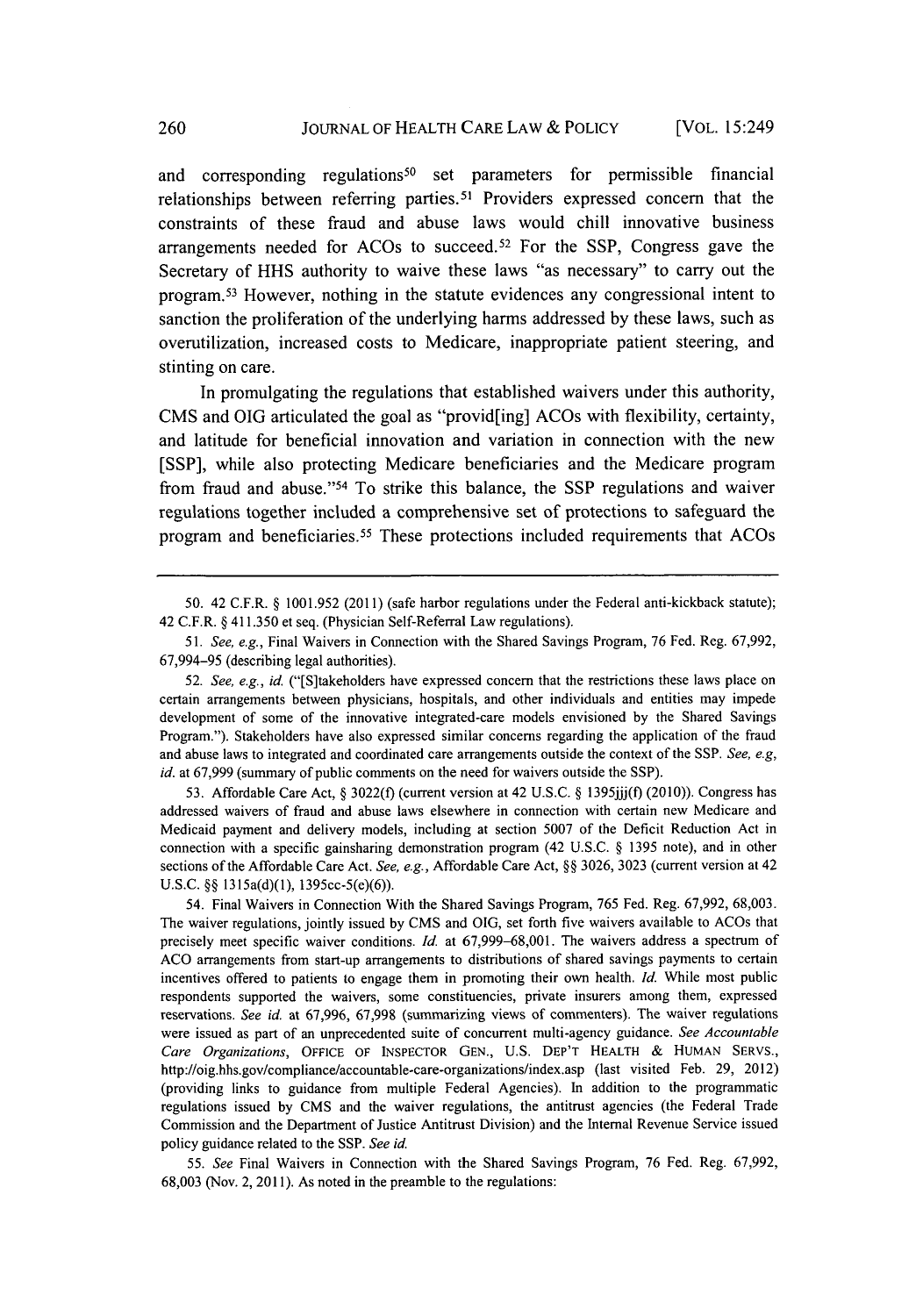and corresponding regulations[50] set parameters for permissible financial relationships between referring parties.[51] Providers expressed concern that the constraints of these fraud and abuse laws would chill innovative business arrangements needed for ACOs to succeed.[52] For the SSP, Congress gave the Secretary of HHS authority to waive these laws "as necessary" to carry out the program.[53] However, nothing in the statute evidences any congressional intent to sanction the proliferation of the underlying harms addressed by these laws, such as overutilization, increased costs to Medicare, inappropriate patient steering, and stinting on care.

In promulgating the regulations that established waivers under this authority, CMS and OIG articulated the goal as "provid[ing] ACOs with flexibility, certainty, and latitude for beneficial innovation and variation in connection with the new [SSP], while also protecting Medicare beneficiaries and the Medicare program from fraud and abuse."[54] To strike this balance, the SSP regulations and waiver regulations together included a comprehensive set of protections to safeguard the program and beneficiaries.[55] These protections included requirements that ACOs

---

50. 42 C.F.R. § 1001.952 (2011) (safe harbor regulations under the Federal anti-kickback statute); 42 C.F.R. § 411.350 et seq. (Physician Self-Referral Law regulations).

51. *See, e.g.*, Final Waivers in Connection with the Shared Savings Program, 76 Fed. Reg. 67,992, 67,994–95 (describing legal authorities).

52. *See, e.g.*, *id.* ("[S]takeholders have expressed concern that the restrictions these laws place on certain arrangements between physicians, hospitals, and other individuals and entities may impede development of some of the innovative integrated-care models envisioned by the Shared Savings Program."). Stakeholders have also expressed similar concerns regarding the application of the fraud and abuse laws to integrated and coordinated care arrangements outside the context of the SSP. *See, e.g*, *id.* at 67,999 (summary of public comments on the need for waivers outside the SSP).

53. Affordable Care Act, § 3022(f) (current version at 42 U.S.C. § 1395jjj(f) (2010)). Congress has addressed waivers of fraud and abuse laws elsewhere in connection with certain new Medicare and Medicaid payment and delivery models, including at section 5007 of the Deficit Reduction Act in connection with a specific gainsharing demonstration program (42 U.S.C. § 1395 note), and in other sections of the Affordable Care Act. *See, e.g.*, Affordable Care Act, §§ 3026, 3023 (current version at 42 U.S.C. §§ 1315a(d)(1), 1395cc-5(e)(6)).

54. Final Waivers in Connection With the Shared Savings Program, 765 Fed. Reg. 67,992, 68,003. The waiver regulations, jointly issued by CMS and OIG, set forth five waivers available to ACOs that precisely meet specific waiver conditions. *Id.* at 67,999–68,001. The waivers address a spectrum of ACO arrangements from start-up arrangements to distributions of shared savings payments to certain incentives offered to patients to engage them in promoting their own health. *Id.* While most public respondents supported the waivers, some constituencies, private insurers among them, expressed reservations. *See id.* at 67,996, 67,998 (summarizing views of commenters). The waiver regulations were issued as part of an unprecedented suite of concurrent multi-agency guidance. *See Accountable Care Organizations*, OFFICE OF INSPECTOR GEN., U.S. DEP'T HEALTH & HUMAN SERVS., http://oig.hhs.gov/compliance/accountable-care-organizations/index.asp (last visited Feb. 29, 2012) (providing links to guidance from multiple Federal Agencies). In addition to the programmatic regulations issued by CMS and the waiver regulations, the antitrust agencies (the Federal Trade Commission and the Department of Justice Antitrust Division) and the Internal Revenue Service issued policy guidance related to the SSP. *See id.*

55. *See* Final Waivers in Connection with the Shared Savings Program, 76 Fed. Reg. 67,992, 68,003 (Nov. 2, 2011). As noted in the preamble to the regulations: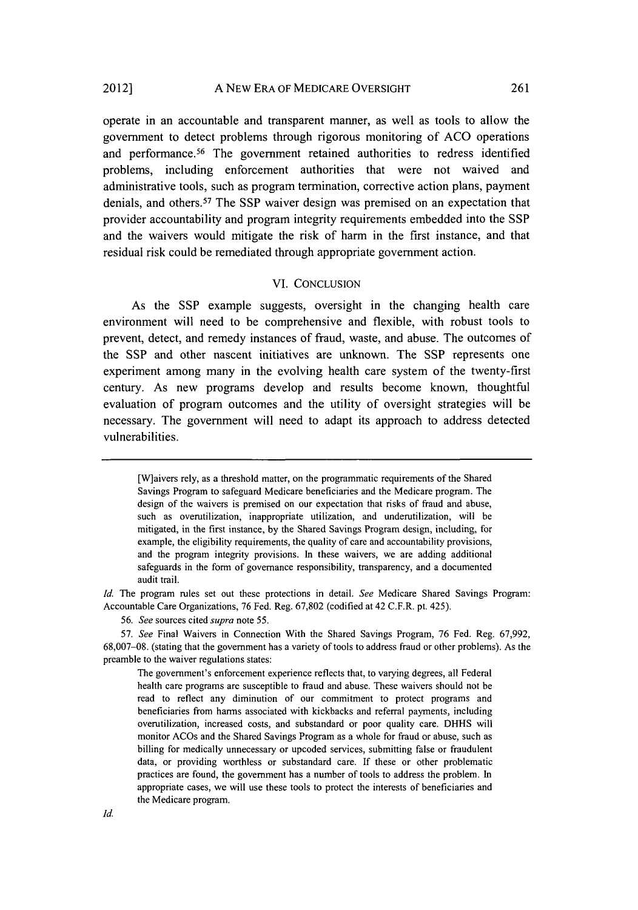operate in an accountable and transparent manner, as well as tools to allow the government to detect problems through rigorous monitoring of ACO operations and performance.[56] The government retained authorities to redress identified problems, including enforcement authorities that were not waived and administrative tools, such as program termination, corrective action plans, payment denials, and others.[57] The SSP waiver design was premised on an expectation that provider accountability and program integrity requirements embedded into the SSP and the waivers would mitigate the risk of harm in the first instance, and that residual risk could be remediated through appropriate government action.

## VI. CONCLUSION

As the SSP example suggests, oversight in the changing health care environment will need to be comprehensive and flexible, with robust tools to prevent, detect, and remedy instances of fraud, waste, and abuse. The outcomes of the SSP and other nascent initiatives are unknown. The SSP represents one experiment among many in the evolving health care system of the twenty-first century. As new programs develop and results become known, thoughtful evaluation of program outcomes and the utility of oversight strategies will be necessary. The government will need to adapt its approach to address detected vulnerabilities.

---

> [W]aivers rely, as a threshold matter, on the programmatic requirements of the Shared Savings Program to safeguard Medicare beneficiaries and the Medicare program. The design of the waivers is premised on our expectation that risks of fraud and abuse, such as overutilization, inappropriate utilization, and underutilization, will be mitigated, in the first instance, by the Shared Savings Program design, including, for example, the eligibility requirements, the quality of care and accountability provisions, and the program integrity provisions. In these waivers, we are adding additional safeguards in the form of governance responsibility, transparency, and a documented audit trail.

*Id.* The program rules set out these protections in detail. *See* Medicare Shared Savings Program: Accountable Care Organizations, 76 Fed. Reg. 67,802 (codified at 42 C.F.R. pt. 425).

56. *See* sources cited *supra* note 55.

57. *See* Final Waivers in Connection With the Shared Savings Program, 76 Fed. Reg. 67,992, 68,007–08. (stating that the government has a variety of tools to address fraud or other problems). As the preamble to the waiver regulations states:

> The government's enforcement experience reflects that, to varying degrees, all Federal health care programs are susceptible to fraud and abuse. These waivers should not be read to reflect any diminution of our commitment to protect programs and beneficiaries from harms associated with kickbacks and referral payments, including overutilization, increased costs, and substandard or poor quality care. DHHS will monitor ACOs and the Shared Savings Program as a whole for fraud or abuse, such as billing for medically unnecessary or upcoded services, submitting false or fraudulent data, or providing worthless or substandard care. If these or other problematic practices are found, the government has a number of tools to address the problem. In appropriate cases, we will use these tools to protect the interests of beneficiaries and the Medicare program.

*Id.*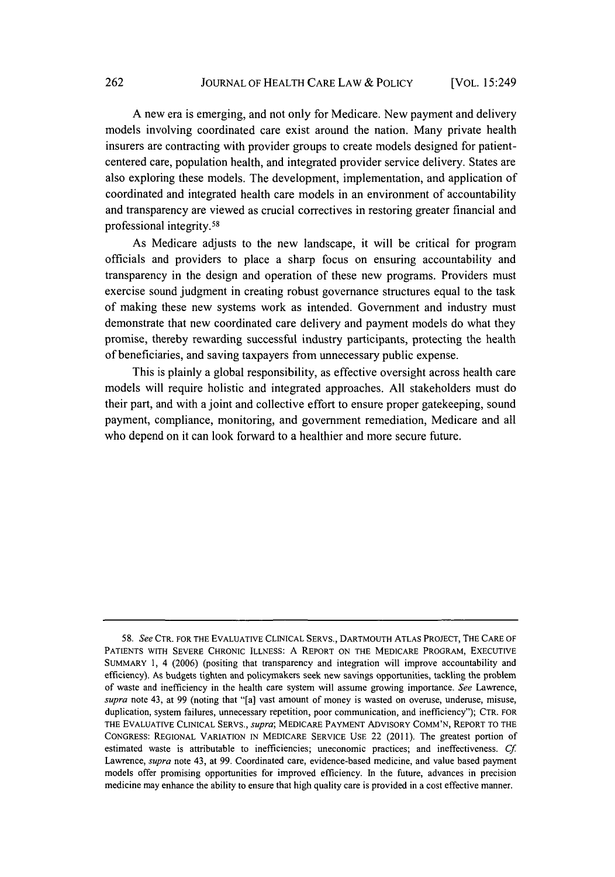A new era is emerging, and not only for Medicare. New payment and delivery models involving coordinated care exist around the nation. Many private health insurers are contracting with provider groups to create models designed for patient-centered care, population health, and integrated provider service delivery. States are also exploring these models. The development, implementation, and application of coordinated and integrated health care models in an environment of accountability and transparency are viewed as crucial correctives in restoring greater financial and professional integrity.[58]

As Medicare adjusts to the new landscape, it will be critical for program officials and providers to place a sharp focus on ensuring accountability and transparency in the design and operation of these new programs. Providers must exercise sound judgment in creating robust governance structures equal to the task of making these new systems work as intended. Government and industry must demonstrate that new coordinated care delivery and payment models do what they promise, thereby rewarding successful industry participants, protecting the health of beneficiaries, and saving taxpayers from unnecessary public expense.

This is plainly a global responsibility, as effective oversight across health care models will require holistic and integrated approaches. All stakeholders must do their part, and with a joint and collective effort to ensure proper gatekeeping, sound payment, compliance, monitoring, and government remediation, Medicare and all who depend on it can look forward to a healthier and more secure future.

---

58. *See* CTR. FOR THE EVALUATIVE CLINICAL SERVS., DARTMOUTH ATLAS PROJECT, THE CARE OF PATIENTS WITH SEVERE CHRONIC ILLNESS: A REPORT ON THE MEDICARE PROGRAM, EXECUTIVE SUMMARY 1, 4 (2006) (positing that transparency and integration will improve accountability and efficiency). As budgets tighten and policymakers seek new savings opportunities, tackling the problem of waste and inefficiency in the health care system will assume growing importance. *See* Lawrence, *supra* note 43, at 99 (noting that "[a] vast amount of money is wasted on overuse, underuse, misuse, duplication, system failures, unnecessary repetition, poor communication, and inefficiency"); CTR. FOR THE EVALUATIVE CLINICAL SERVS., *supra*; MEDICARE PAYMENT ADVISORY COMM'N, REPORT TO THE CONGRESS: REGIONAL VARIATION IN MEDICARE SERVICE USE 22 (2011). The greatest portion of estimated waste is attributable to inefficiencies; uneconomic practices; and ineffectiveness. *Cf.* Lawrence, *supra* note 43, at 99. Coordinated care, evidence-based medicine, and value based payment models offer promising opportunities for improved efficiency. In the future, advances in precision medicine may enhance the ability to ensure that high quality care is provided in a cost effective manner.